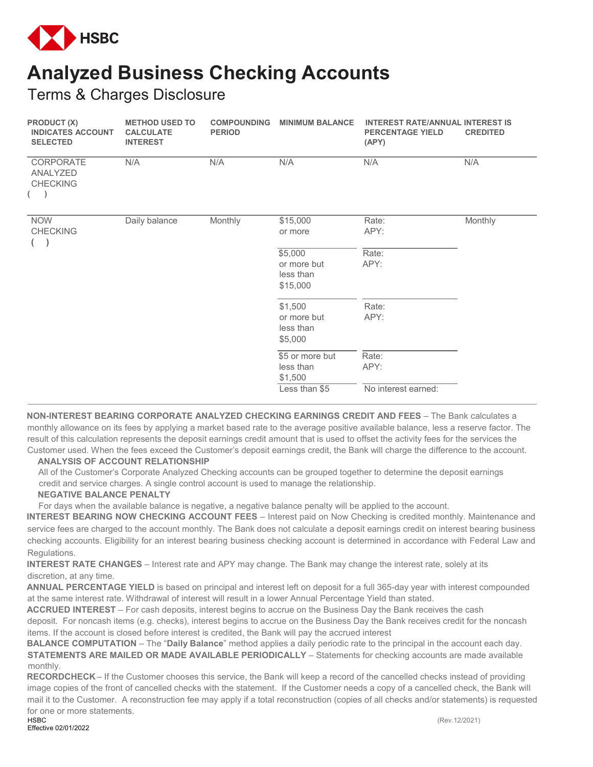HSBC

# Analyzed Business Checking Accounts

## Terms & Charges Disclosure

| PRODUCT (X) INDICATES ACCOUNT SELECTED | METHOD USED TO CALCULATE INTEREST | COMPOUNDING PERIOD | MINIMUM BALANCE | INTEREST RATE/ANNUAL PERCENTAGE YIELD (APY) | INTEREST IS CREDITED |
|---|---|---|---|---|---|
| CORPORATE ANALYZED CHECKING ( ) | N/A | N/A | N/A | N/A | N/A |
| NOW CHECKING ( ) | Daily balance | Monthly | $15,000 or more | Rate: APY: | Monthly |
| | | | $5,000 or more but less than $15,000 | Rate: APY: | |
| | | | $1,500 or more but less than $5,000 | Rate: APY: | |
| | | | $5 or more but less than $1,500 | Rate: APY: | |
| | | | Less than $5 | No interest earned: | |

**NON-INTEREST BEARING CORPORATE ANALYZED CHECKING EARNINGS CREDIT AND FEES** – The Bank calculates a monthly allowance on its fees by applying a market based rate to the average positive available balance, less a reserve factor. The result of this calculation represents the deposit earnings credit amount that is used to offset the activity fees for the services the Customer used. When the fees exceed the Customer's deposit earnings credit, the Bank will charge the difference to the account.

**ANALYSIS OF ACCOUNT RELATIONSHIP**

All of the Customer's Corporate Analyzed Checking accounts can be grouped together to determine the deposit earnings credit and service charges. A single control account is used to manage the relationship.

**NEGATIVE BALANCE PENALTY**

For days when the available balance is negative, a negative balance penalty will be applied to the account.

**INTEREST BEARING NOW CHECKING ACCOUNT FEES** – Interest paid on Now Checking is credited monthly. Maintenance and service fees are charged to the account monthly. The Bank does not calculate a deposit earnings credit on interest bearing business checking accounts. Eligibility for an interest bearing business checking account is determined in accordance with Federal Law and Regulations.

**INTEREST RATE CHANGES** – Interest rate and APY may change. The Bank may change the interest rate, solely at its discretion, at any time.

**ANNUAL PERCENTAGE YIELD** is based on principal and interest left on deposit for a full 365-day year with interest compounded at the same interest rate. Withdrawal of interest will result in a lower Annual Percentage Yield than stated.

**ACCRUED INTEREST** – For cash deposits, interest begins to accrue on the Business Day the Bank receives the cash deposit. For noncash items (e.g. checks), interest begins to accrue on the Business Day the Bank receives credit for the noncash items. If the account is closed before interest is credited, the Bank will pay the accrued interest

**BALANCE COMPUTATION** – The "**Daily Balance**" method applies a daily periodic rate to the principal in the account each day.

**STATEMENTS ARE MAILED OR MADE AVAILABLE PERIODICALLY** – Statements for checking accounts are made available monthly.

**RECORDCHECK** – If the Customer chooses this service, the Bank will keep a record of the cancelled checks instead of providing image copies of the front of cancelled checks with the statement. If the Customer needs a copy of a cancelled check, the Bank will mail it to the Customer. A reconstruction fee may apply if a total reconstruction (copies of all checks and/or statements) is requested for one or more statements.

HSBC
Effective 02/01/2022 (Rev.12/2021)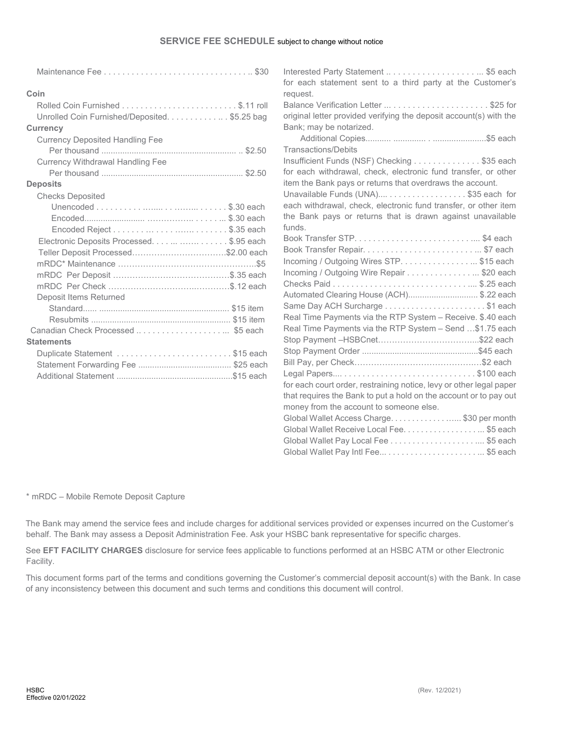## SERVICE FEE SCHEDULE subject to change without notice

Maintenance Fee . . . . . . . . . . . . . . . . . . . . . . . . . . . . . . . .. $30

**Coin**

Rolled Coin Furnished . . . . . . . . . . . . . . . . . . . . . . . . . $.11 roll
Unrolled Coin Furnished/Deposited. . . . . . . . . . . . .. . $5.25 bag

**Currency**

Currency Deposited Handling Fee
Per thousand ........................................................ .. $2.50
Currency Withdrawal Handling Fee
Per thousand ........................................................... $2.50

**Deposits**

Checks Deposited
Unencoded . . . . . . . . . . ….... . . ……... . . . . . . $.30 each
Encoded......................... ……………. . . . . . . .. $.30 each
Encoded Reject . . . . . . . .. . . . . . ….. . . . . . . . . $.35 each
Electronic Deposits Processed. . . . .. . ……. . . . . . . $.95 each
Teller Deposit Processed……………………………$2.00 each
mRDC* Maintenance ……………………………………………$5
mRDC Per Deposit ……………………………………$.35 each
mRDC Per Check ………………………….………$.12 each
Deposit Items Returned
Standard...... ....................................................... $15 item
Resubmits .......................................................... $15 item
Canadian Check Processed .. . . . . . . . . . . . . . . . . . .. $5 each

**Statements**

Duplicate Statement . . . . . . . . . . . . . . . . . . . . . . . . . $15 each
Statement Forwarding Fee ....................................... $25 each
Additional Statement .................................................$15 each

Interested Party Statement .. . . . . . . . . . . . . . . . . . . .. $5 each for each statement sent to a third party at the Customer's request.

Balance Verification Letter ... . . . . . . . . . . . . . . . . . . . . $25 for original letter provided verifying the deposit account(s) with the Bank; may be notarized.
Additional Copies........... .............. . .......................$5 each

Transactions/Debits

Insufficient Funds (NSF) Checking . . . . . . . . . . . . . . $35 each for each withdrawal, check, electronic fund transfer, or other item the Bank pays or returns that overdraws the account.

Unavailable Funds (UNA).... . . . . . . . . . . . . . . . . . $35 each for each withdrawal, check, electronic fund transfer, or other item the Bank pays or returns that is drawn against unavailable funds.

Book Transfer STP. . . . . . . . . . . . . . . . . . . . . . . . . . .... $4 each
Book Transfer Repair. . . . . . . . . . . . . . . . . . . . . . . . . ... $7 each
Incoming / Outgoing Wires STP. . . . . . . . . . . . . . . . ... $15 each
Incoming / Outgoing Wire Repair . . . . . . . . . . . . . . . ... $20 each
Checks Paid . . . . . . . . . . . . . . . . . . . . . . . . . . . . . . .... $.25 each
Automated Clearing House (ACH).............................. $.22 each
Same Day ACH Surcharge . . . . . . . . . . . . . . . . . . . . . . . $1 each
Real Time Payments via the RTP System – Receive. $.40 each
Real Time Payments via the RTP System – Send …$1.75 each
Stop Payment –HSBCnet……………………………...$22 each
Stop Payment Order .................................................$45 each
Bill Pay, per Check………………………………………$2 each
Legal Papers.... . . . . . . . . . . . . . . . . . . . . . . . . . . . . . $100 each for each court order, restraining notice, levy or other legal paper that requires the Bank to put a hold on the account or to pay out money from the account to someone else.

Global Wallet Access Charge. . . . . . . . . . . . . . …... $30 per month
Global Wallet Receive Local Fee. . . . . . . . . . . . . . . . . . ... $5 each
Global Wallet Pay Local Fee . . . . . . . . . . . . . . . . . . . . .... $5 each
Global Wallet Pay Intl Fee... . . . . . . . . . . . . . . . . . . . . . ... $5 each

\* mRDC – Mobile Remote Deposit Capture

The Bank may amend the service fees and include charges for additional services provided or expenses incurred on the Customer's behalf. The Bank may assess a Deposit Administration Fee. Ask your HSBC bank representative for specific charges.

See **EFT FACILITY CHARGES** disclosure for service fees applicable to functions performed at an HSBC ATM or other Electronic Facility.

This document forms part of the terms and conditions governing the Customer's commercial deposit account(s) with the Bank. In case of any inconsistency between this document and such terms and conditions this document will control.

HSBC
Effective 02/01/2022

(Rev. 12/2021)